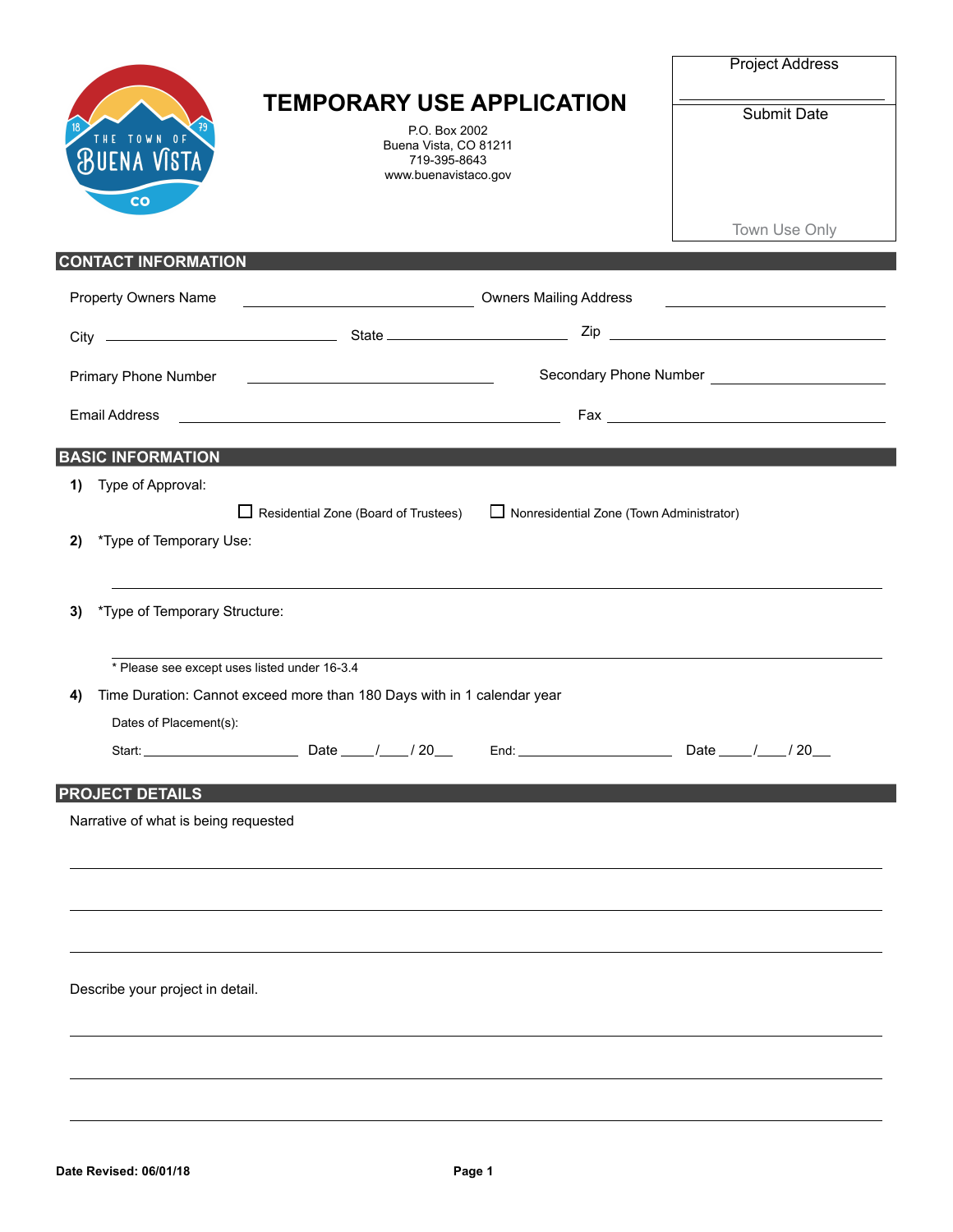# TEMPORARY USE APPLICATION

P.O. Box 2002
Buena Vista, CO 81211
719-395-8643
www.buenavistaco.gov

| Project Address |
| --- |
| |
| Submit Date |
| |
| Town Use Only |

## CONTACT INFORMATION

Property Owners Name ______________________ Owners Mailing Address ______________________

City ______________________ State ______________________ Zip ______________________

Primary Phone Number ______________________ Secondary Phone Number ______________________

Email Address ______________________ Fax ______________________

## BASIC INFORMATION

**1)** Type of Approval:

☐ Residential Zone (Board of Trustees) ☐ Nonresidential Zone (Town Administrator)

**2)** *Type of Temporary Use:

______________________________________________________________________

**3)** *Type of Temporary Structure:

______________________________________________________________________

* Please see except uses listed under 16-3.4

**4)** Time Duration: Cannot exceed more than 180 Days with in 1 calendar year

Dates of Placement(s):

Start: ______________________ Date ____/____/ 20__ End: ______________________ Date ____/____/ 20__

## PROJECT DETAILS

Narrative of what is being requested

______________________________________________________________________

______________________________________________________________________

______________________________________________________________________

Describe your project in detail.

______________________________________________________________________

______________________________________________________________________

______________________________________________________________________

**Date Revised: 06/01/18**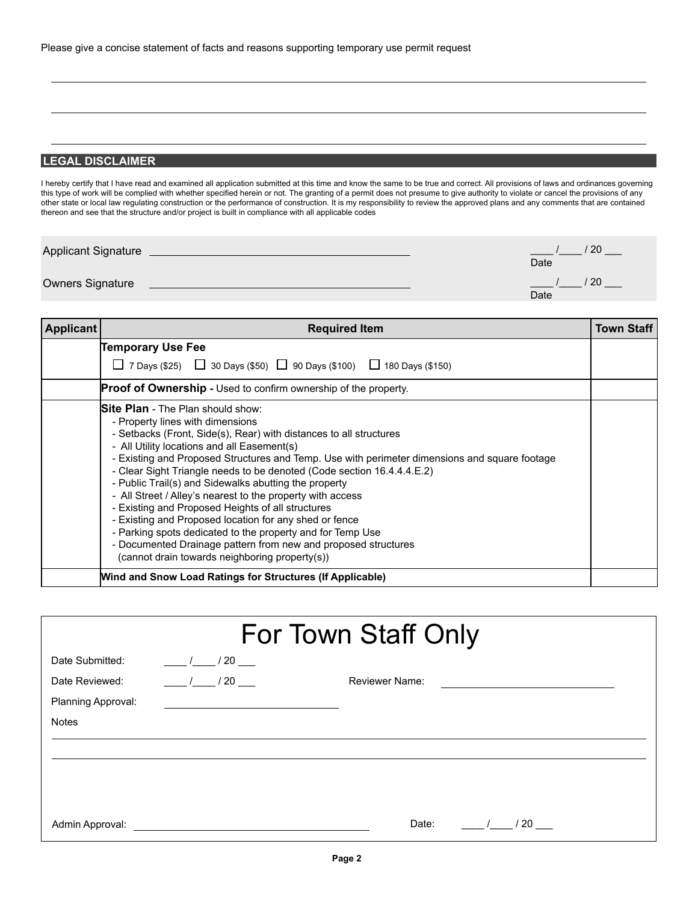Please give a concise statement of facts and reasons supporting temporary use permit request

______________________________________________________________________________

______________________________________________________________________________

______________________________________________________________________________

## LEGAL DISCLAIMER

I hereby certify that I have read and examined all application submitted at this time and know the same to be true and correct. All provisions of laws and ordinances governing this type of work will be complied with whether specified herein or not. The granting of a permit does not presume to give authority to violate or cancel the provisions of any other state or local law regulating construction or the performance of construction. It is my responsibility to review the approved plans and any comments that are contained thereon and see that the structure and/or project is built in compliance with all applicable codes

Applicant Signature ______________________________ ____ /____ / 20 ___ Date

Owners Signature ______________________________ ____ /____ / 20 ___ Date

| Applicant | Required Item | Town Staff |
|---|---|---|
| | **Temporary Use Fee**<br>☐ 7 Days ($25) ☐ 30 Days ($50) ☐ 90 Days ($100) ☐ 180 Days ($150) | |
| | **Proof of Ownership -** Used to confirm ownership of the property. | |
| | **Site Plan** - The Plan should show:<br>- Property lines with dimensions<br>- Setbacks (Front, Side(s), Rear) with distances to all structures<br>- All Utility locations and all Easement(s)<br>- Existing and Proposed Structures and Temp. Use with perimeter dimensions and square footage<br>- Clear Sight Triangle needs to be denoted (Code section 16.4.4.4.E.2)<br>- Public Trail(s) and Sidewalks abutting the property<br>- All Street / Alley's nearest to the property with access<br>- Existing and Proposed Heights of all structures<br>- Existing and Proposed location for any shed or fence<br>- Parking spots dedicated to the property and for Temp Use<br>- Documented Drainage pattern from new and proposed structures (cannot drain towards neighboring property(s)) | |
| | **Wind and Snow Load Ratings for Structures (If Applicable)** | |

# For Town Staff Only

Date Submitted: ____ /____ / 20 ___

Date Reviewed: ____ /____ / 20 ___ Reviewer Name: ______________________

Planning Approval: ______________________

Notes

______________________________________________________________________________

______________________________________________________________________________

Admin Approval: ______________________________ Date: ____ /____ / 20 ___